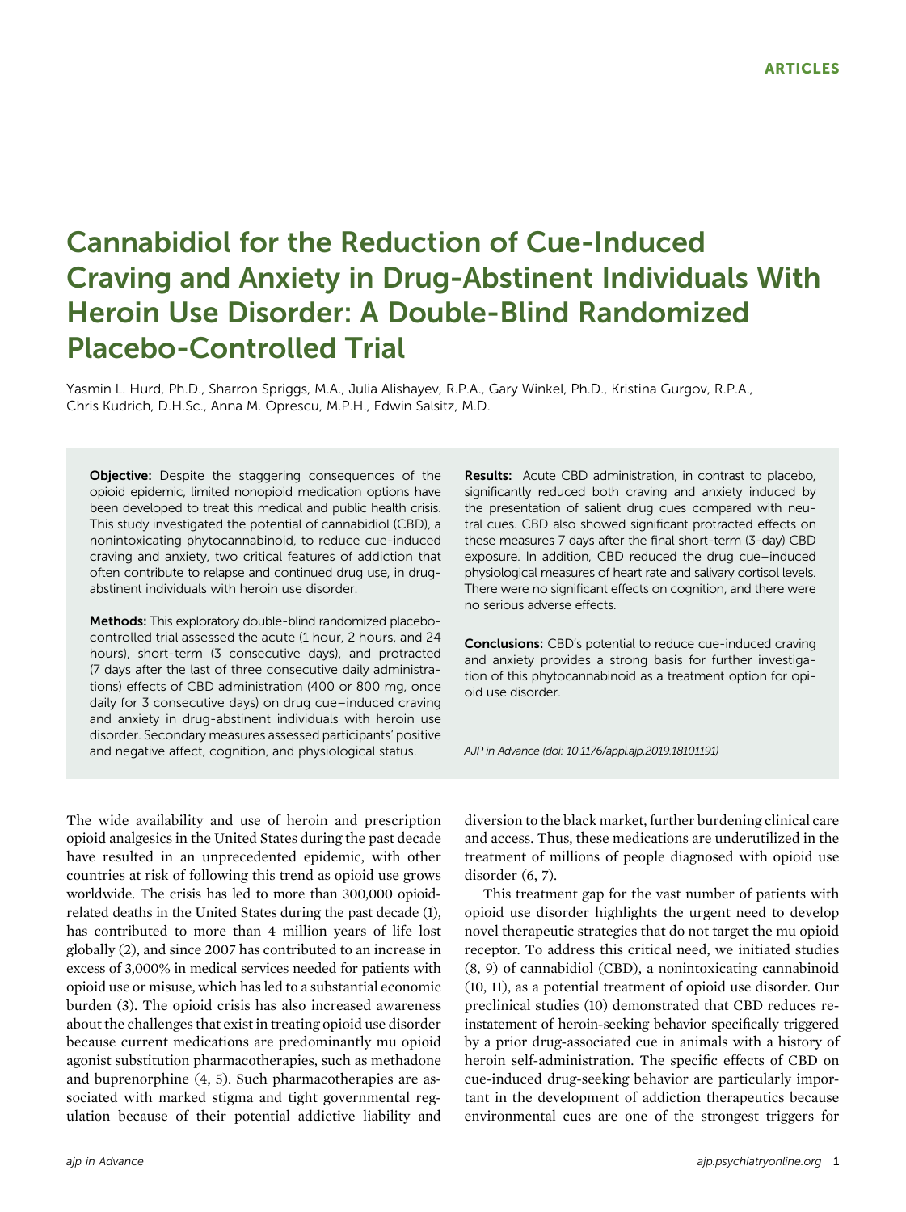ARTICLES

# Cannabidiol for the Reduction of Cue-Induced Craving and Anxiety in Drug-Abstinent Individuals With Heroin Use Disorder: A Double-Blind Randomized Placebo-Controlled Trial

Yasmin L. Hurd, Ph.D., Sharron Spriggs, M.A., Julia Alishayev, R.P.A., Gary Winkel, Ph.D., Kristina Gurgov, R.P.A., Chris Kudrich, D.H.Sc., Anna M. Oprescu, M.P.H., Edwin Salsitz, M.D.

**Objective:** Despite the staggering consequences of the opioid epidemic, limited nonopioid medication options have been developed to treat this medical and public health crisis. This study investigated the potential of cannabidiol (CBD), a nonintoxicating phytocannabinoid, to reduce cue-induced craving and anxiety, two critical features of addiction that often contribute to relapse and continued drug use, in drug-abstinent individuals with heroin use disorder.

**Methods:** This exploratory double-blind randomized placebo-controlled trial assessed the acute (1 hour, 2 hours, and 24 hours), short-term (3 consecutive days), and protracted (7 days after the last of three consecutive daily administrations) effects of CBD administration (400 or 800 mg, once daily for 3 consecutive days) on drug cue–induced craving and anxiety in drug-abstinent individuals with heroin use disorder. Secondary measures assessed participants' positive and negative affect, cognition, and physiological status.

**Results:** Acute CBD administration, in contrast to placebo, significantly reduced both craving and anxiety induced by the presentation of salient drug cues compared with neutral cues. CBD also showed significant protracted effects on these measures 7 days after the final short-term (3-day) CBD exposure. In addition, CBD reduced the drug cue–induced physiological measures of heart rate and salivary cortisol levels. There were no significant effects on cognition, and there were no serious adverse effects.

**Conclusions:** CBD's potential to reduce cue-induced craving and anxiety provides a strong basis for further investigation of this phytocannabinoid as a treatment option for opioid use disorder.

*AJP in Advance (doi: 10.1176/appi.ajp.2019.18101191)*

The wide availability and use of heroin and prescription opioid analgesics in the United States during the past decade have resulted in an unprecedented epidemic, with other countries at risk of following this trend as opioid use grows worldwide. The crisis has led to more than 300,000 opioid-related deaths in the United States during the past decade (1), has contributed to more than 4 million years of life lost globally (2), and since 2007 has contributed to an increase in excess of 3,000% in medical services needed for patients with opioid use or misuse, which has led to a substantial economic burden (3). The opioid crisis has also increased awareness about the challenges that exist in treating opioid use disorder because current medications are predominantly mu opioid agonist substitution pharmacotherapies, such as methadone and buprenorphine (4, 5). Such pharmacotherapies are associated with marked stigma and tight governmental regulation because of their potential addictive liability and diversion to the black market, further burdening clinical care and access. Thus, these medications are underutilized in the treatment of millions of people diagnosed with opioid use disorder (6, 7).

This treatment gap for the vast number of patients with opioid use disorder highlights the urgent need to develop novel therapeutic strategies that do not target the mu opioid receptor. To address this critical need, we initiated studies (8, 9) of cannabidiol (CBD), a nonintoxicating cannabinoid (10, 11), as a potential treatment of opioid use disorder. Our preclinical studies (10) demonstrated that CBD reduces reinstatement of heroin-seeking behavior specifically triggered by a prior drug-associated cue in animals with a history of heroin self-administration. The specific effects of CBD on cue-induced drug-seeking behavior are particularly important in the development of addiction therapeutics because environmental cues are one of the strongest triggers for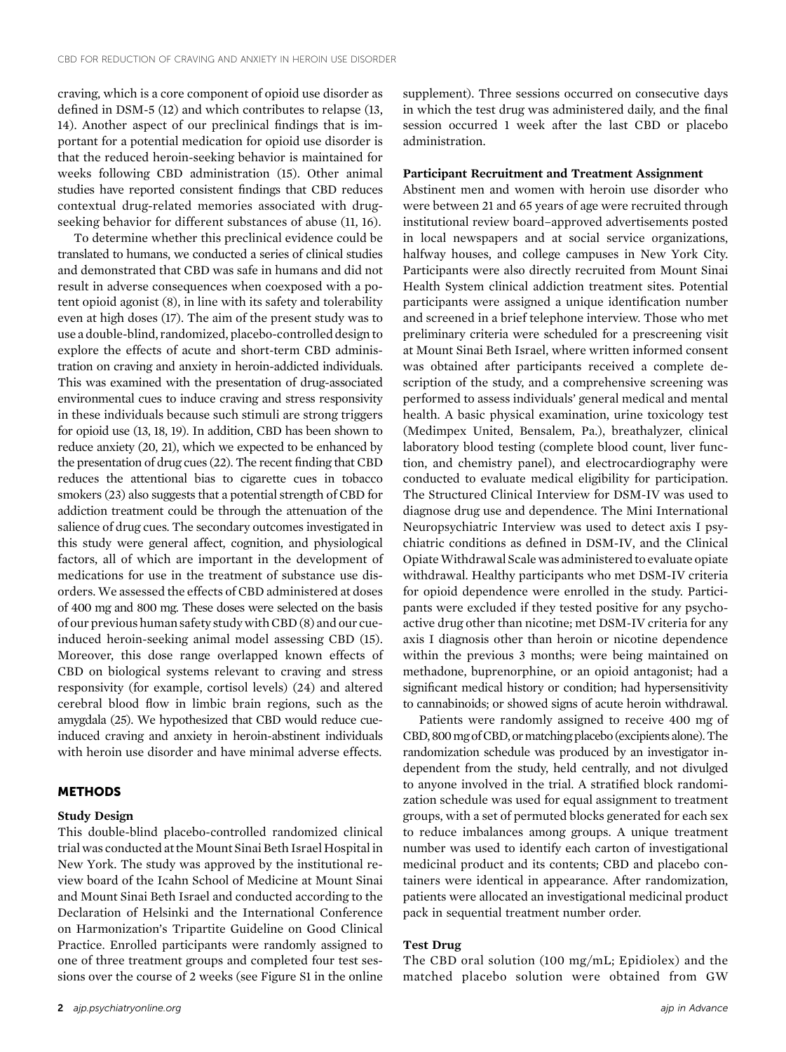craving, which is a core component of opioid use disorder as defined in DSM-5 (12) and which contributes to relapse (13, 14). Another aspect of our preclinical findings that is important for a potential medication for opioid use disorder is that the reduced heroin-seeking behavior is maintained for weeks following CBD administration (15). Other animal studies have reported consistent findings that CBD reduces contextual drug-related memories associated with drug-seeking behavior for different substances of abuse (11, 16).

To determine whether this preclinical evidence could be translated to humans, we conducted a series of clinical studies and demonstrated that CBD was safe in humans and did not result in adverse consequences when coexposed with a potent opioid agonist (8), in line with its safety and tolerability even at high doses (17). The aim of the present study was to use a double-blind, randomized, placebo-controlled design to explore the effects of acute and short-term CBD administration on craving and anxiety in heroin-addicted individuals. This was examined with the presentation of drug-associated environmental cues to induce craving and stress responsivity in these individuals because such stimuli are strong triggers for opioid use (13, 18, 19). In addition, CBD has been shown to reduce anxiety (20, 21), which we expected to be enhanced by the presentation of drug cues (22). The recent finding that CBD reduces the attentional bias to cigarette cues in tobacco smokers (23) also suggests that a potential strength of CBD for addiction treatment could be through the attenuation of the salience of drug cues. The secondary outcomes investigated in this study were general affect, cognition, and physiological factors, all of which are important in the development of medications for use in the treatment of substance use disorders. We assessed the effects of CBD administered at doses of 400 mg and 800 mg. These doses were selected on the basis of our previous human safety study with CBD (8) and our cue-induced heroin-seeking animal model assessing CBD (15). Moreover, this dose range overlapped known effects of CBD on biological systems relevant to craving and stress responsivity (for example, cortisol levels) (24) and altered cerebral blood flow in limbic brain regions, such as the amygdala (25). We hypothesized that CBD would reduce cue-induced craving and anxiety in heroin-abstinent individuals with heroin use disorder and have minimal adverse effects.

## METHODS

### Study Design

This double-blind placebo-controlled randomized clinical trial was conducted at the Mount Sinai Beth Israel Hospital in New York. The study was approved by the institutional review board of the Icahn School of Medicine at Mount Sinai and Mount Sinai Beth Israel and conducted according to the Declaration of Helsinki and the International Conference on Harmonization's Tripartite Guideline on Good Clinical Practice. Enrolled participants were randomly assigned to one of three treatment groups and completed four test sessions over the course of 2 weeks (see Figure S1 in the online supplement). Three sessions occurred on consecutive days in which the test drug was administered daily, and the final session occurred 1 week after the last CBD or placebo administration.

### Participant Recruitment and Treatment Assignment

Abstinent men and women with heroin use disorder who were between 21 and 65 years of age were recruited through institutional review board–approved advertisements posted in local newspapers and at social service organizations, halfway houses, and college campuses in New York City. Participants were also directly recruited from Mount Sinai Health System clinical addiction treatment sites. Potential participants were assigned a unique identification number and screened in a brief telephone interview. Those who met preliminary criteria were scheduled for a prescreening visit at Mount Sinai Beth Israel, where written informed consent was obtained after participants received a complete description of the study, and a comprehensive screening was performed to assess individuals' general medical and mental health. A basic physical examination, urine toxicology test (Medimpex United, Bensalem, Pa.), breathalyzer, clinical laboratory blood testing (complete blood count, liver function, and chemistry panel), and electrocardiography were conducted to evaluate medical eligibility for participation. The Structured Clinical Interview for DSM-IV was used to diagnose drug use and dependence. The Mini International Neuropsychiatric Interview was used to detect axis I psychiatric conditions as defined in DSM-IV, and the Clinical Opiate Withdrawal Scale was administered to evaluate opiate withdrawal. Healthy participants who met DSM-IV criteria for opioid dependence were enrolled in the study. Participants were excluded if they tested positive for any psychoactive drug other than nicotine; met DSM-IV criteria for any axis I diagnosis other than heroin or nicotine dependence within the previous 3 months; were being maintained on methadone, buprenorphine, or an opioid antagonist; had a significant medical history or condition; had hypersensitivity to cannabinoids; or showed signs of acute heroin withdrawal.

Patients were randomly assigned to receive 400 mg of CBD, 800 mg of CBD, or matching placebo (excipients alone). The randomization schedule was produced by an investigator independent from the study, held centrally, and not divulged to anyone involved in the trial. A stratified block randomization schedule was used for equal assignment to treatment groups, with a set of permuted blocks generated for each sex to reduce imbalances among groups. A unique treatment number was used to identify each carton of investigational medicinal product and its contents; CBD and placebo containers were identical in appearance. After randomization, patients were allocated an investigational medicinal product pack in sequential treatment number order.

### Test Drug

The CBD oral solution (100 mg/mL; Epidiolex) and the matched placebo solution were obtained from GW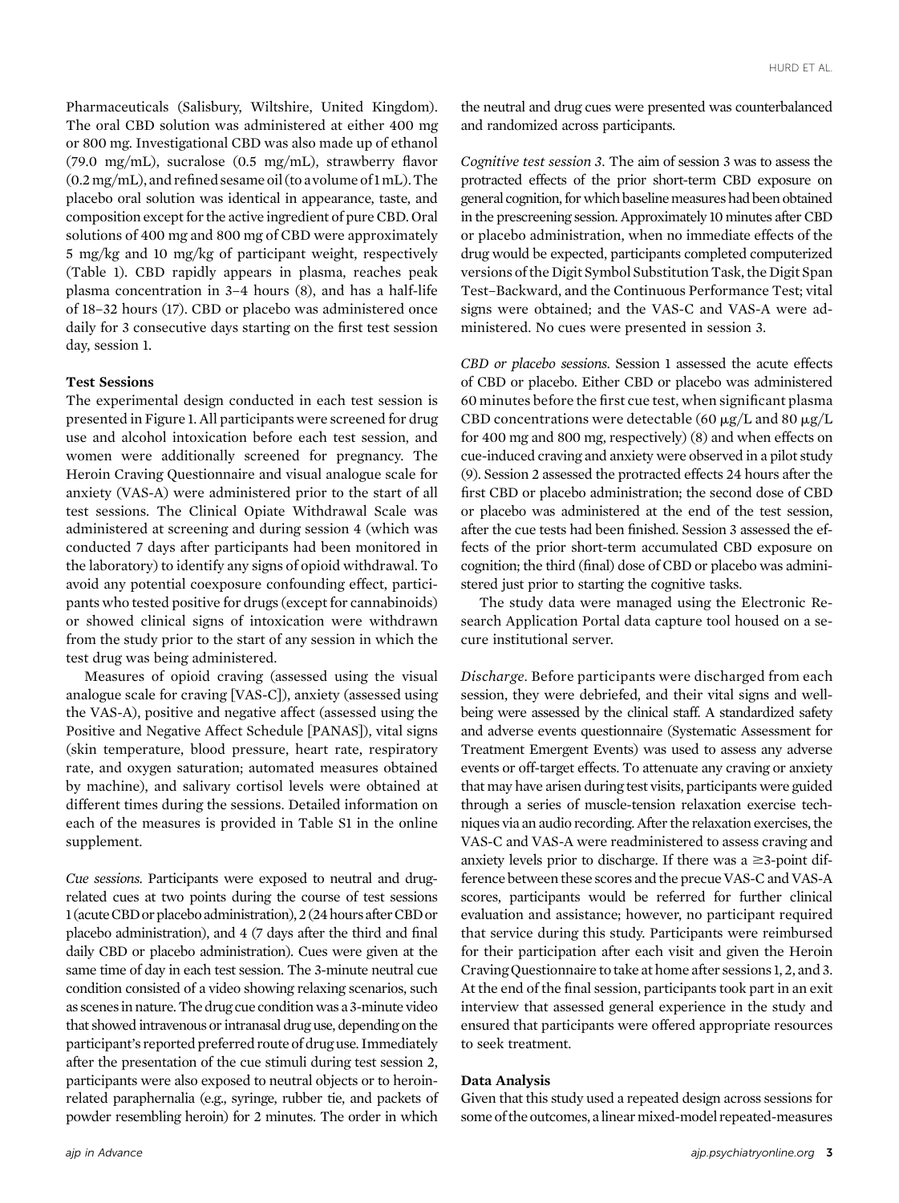Pharmaceuticals (Salisbury, Wiltshire, United Kingdom). The oral CBD solution was administered at either 400 mg or 800 mg. Investigational CBD was also made up of ethanol (79.0 mg/mL), sucralose (0.5 mg/mL), strawberry flavor (0.2 mg/mL), and refined sesame oil (to a volume of 1 mL). The placebo oral solution was identical in appearance, taste, and composition except for the active ingredient of pure CBD. Oral solutions of 400 mg and 800 mg of CBD were approximately 5 mg/kg and 10 mg/kg of participant weight, respectively (Table 1). CBD rapidly appears in plasma, reaches peak plasma concentration in 3–4 hours (8), and has a half-life of 18–32 hours (17). CBD or placebo was administered once daily for 3 consecutive days starting on the first test session day, session 1.

### Test Sessions

The experimental design conducted in each test session is presented in Figure 1. All participants were screened for drug use and alcohol intoxication before each test session, and women were additionally screened for pregnancy. The Heroin Craving Questionnaire and visual analogue scale for anxiety (VAS-A) were administered prior to the start of all test sessions. The Clinical Opiate Withdrawal Scale was administered at screening and during session 4 (which was conducted 7 days after participants had been monitored in the laboratory) to identify any signs of opioid withdrawal. To avoid any potential coexposure confounding effect, participants who tested positive for drugs (except for cannabinoids) or showed clinical signs of intoxication were withdrawn from the study prior to the start of any session in which the test drug was being administered.

Measures of opioid craving (assessed using the visual analogue scale for craving [VAS-C]), anxiety (assessed using the VAS-A), positive and negative affect (assessed using the Positive and Negative Affect Schedule [PANAS]), vital signs (skin temperature, blood pressure, heart rate, respiratory rate, and oxygen saturation; automated measures obtained by machine), and salivary cortisol levels were obtained at different times during the sessions. Detailed information on each of the measures is provided in Table S1 in the online supplement.

*Cue sessions.* Participants were exposed to neutral and drug-related cues at two points during the course of test sessions 1 (acute CBD or placebo administration), 2 (24 hours after CBD or placebo administration), and 4 (7 days after the third and final daily CBD or placebo administration). Cues were given at the same time of day in each test session. The 3-minute neutral cue condition consisted of a video showing relaxing scenarios, such as scenes in nature. The drug cue condition was a 3-minute video that showed intravenous or intranasal drug use, depending on the participant's reported preferred route of drug use. Immediately after the presentation of the cue stimuli during test session 2, participants were also exposed to neutral objects or to heroin-related paraphernalia (e.g., syringe, rubber tie, and packets of powder resembling heroin) for 2 minutes. The order in which the neutral and drug cues were presented was counterbalanced and randomized across participants.

*Cognitive test session 3.* The aim of session 3 was to assess the protracted effects of the prior short-term CBD exposure on general cognition, for which baseline measures had been obtained in the prescreening session. Approximately 10 minutes after CBD or placebo administration, when no immediate effects of the drug would be expected, participants completed computerized versions of the Digit Symbol Substitution Task, the Digit Span Test–Backward, and the Continuous Performance Test; vital signs were obtained; and the VAS-C and VAS-A were administered. No cues were presented in session 3.

*CBD or placebo sessions.* Session 1 assessed the acute effects of CBD or placebo. Either CBD or placebo was administered 60 minutes before the first cue test, when significant plasma CBD concentrations were detectable (60 μg/L and 80 μg/L for 400 mg and 800 mg, respectively) (8) and when effects on cue-induced craving and anxiety were observed in a pilot study (9). Session 2 assessed the protracted effects 24 hours after the first CBD or placebo administration; the second dose of CBD or placebo was administered at the end of the test session, after the cue tests had been finished. Session 3 assessed the effects of the prior short-term accumulated CBD exposure on cognition; the third (final) dose of CBD or placebo was administered just prior to starting the cognitive tasks.

The study data were managed using the Electronic Research Application Portal data capture tool housed on a secure institutional server.

*Discharge.* Before participants were discharged from each session, they were debriefed, and their vital signs and well-being were assessed by the clinical staff. A standardized safety and adverse events questionnaire (Systematic Assessment for Treatment Emergent Events) was used to assess any adverse events or off-target effects. To attenuate any craving or anxiety that may have arisen during test visits, participants were guided through a series of muscle-tension relaxation exercise techniques via an audio recording. After the relaxation exercises, the VAS-C and VAS-A were readministered to assess craving and anxiety levels prior to discharge. If there was a ≥3-point difference between these scores and the precue VAS-C and VAS-A scores, participants would be referred for further clinical evaluation and assistance; however, no participant required that service during this study. Participants were reimbursed for their participation after each visit and given the Heroin Craving Questionnaire to take at home after sessions 1, 2, and 3. At the end of the final session, participants took part in an exit interview that assessed general experience in the study and ensured that participants were offered appropriate resources to seek treatment.

### Data Analysis

Given that this study used a repeated design across sessions for some of the outcomes, a linear mixed-model repeated-measures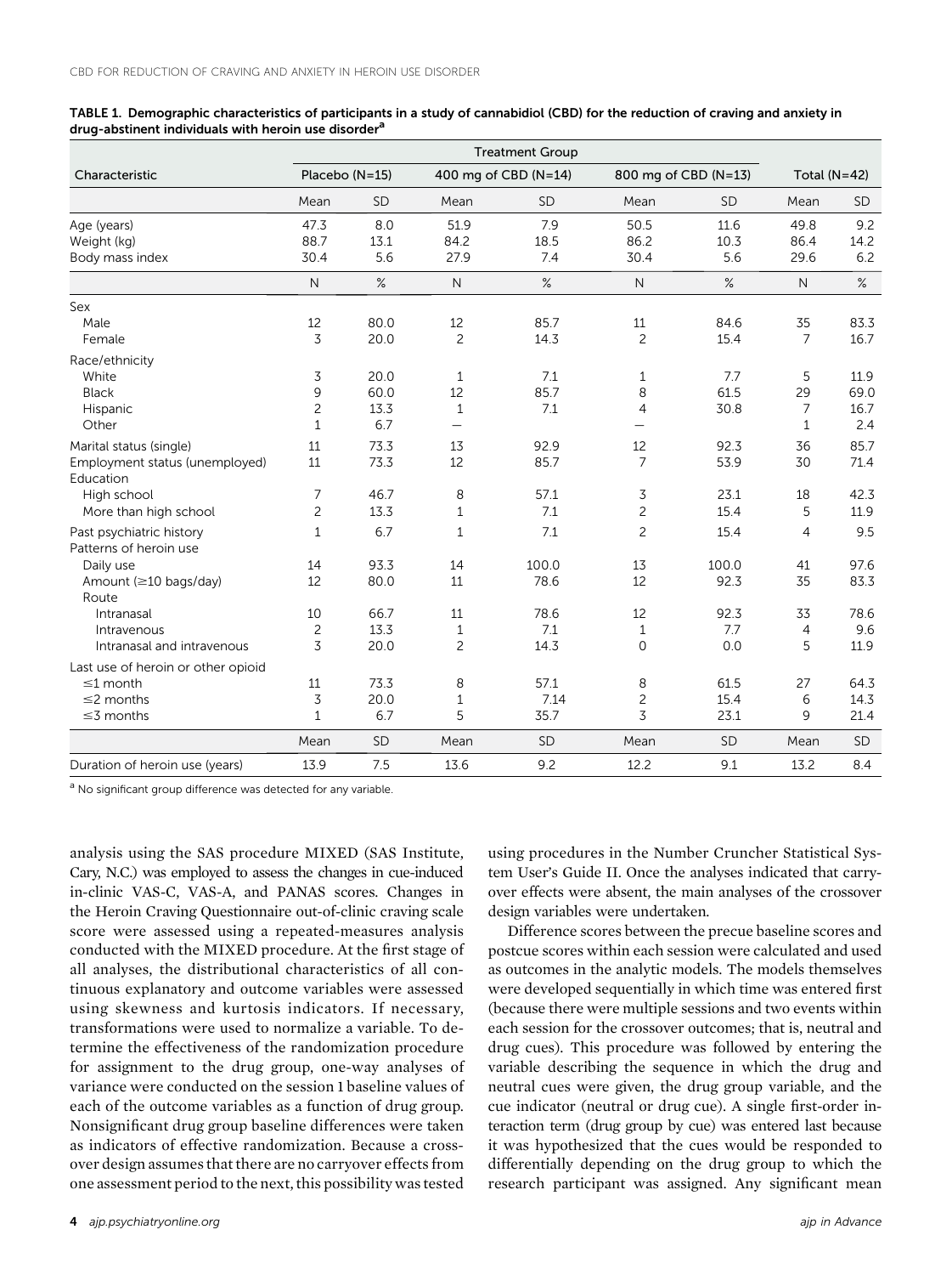**TABLE 1. Demographic characteristics of participants in a study of cannabidiol (CBD) for the reduction of craving and anxiety in drug-abstinent individuals with heroin use disorder[a]**

| Characteristic | Placebo (N=15) | | 400 mg of CBD (N=14) | | 800 mg of CBD (N=13) | | Total (N=42) | |
|---|---|---|---|---|---|---|---|---|
| | Mean | SD | Mean | SD | Mean | SD | Mean | SD |
| Age (years) | 47.3 | 8.0 | 51.9 | 7.9 | 50.5 | 11.6 | 49.8 | 9.2 |
| Weight (kg) | 88.7 | 13.1 | 84.2 | 18.5 | 86.2 | 10.3 | 86.4 | 14.2 |
| Body mass index | 30.4 | 5.6 | 27.9 | 7.4 | 30.4 | 5.6 | 29.6 | 6.2 |
| | N | % | N | % | N | % | N | % |
| Sex | | | | | | | | |
| Male | 12 | 80.0 | 12 | 85.7 | 11 | 84.6 | 35 | 83.3 |
| Female | 3 | 20.0 | 2 | 14.3 | 2 | 15.4 | 7 | 16.7 |
| Race/ethnicity | | | | | | | | |
| White | 3 | 20.0 | 1 | 7.1 | 1 | 7.7 | 5 | 11.9 |
| Black | 9 | 60.0 | 12 | 85.7 | 8 | 61.5 | 29 | 69.0 |
| Hispanic | 2 | 13.3 | 1 | 7.1 | 4 | 30.8 | 7 | 16.7 |
| Other | 1 | 6.7 | — | | — | | 1 | 2.4 |
| Marital status (single) | 11 | 73.3 | 13 | 92.9 | 12 | 92.3 | 36 | 85.7 |
| Employment status (unemployed) | 11 | 73.3 | 12 | 85.7 | 7 | 53.9 | 30 | 71.4 |
| Education | | | | | | | | |
| High school | 7 | 46.7 | 8 | 57.1 | 3 | 23.1 | 18 | 42.3 |
| More than high school | 2 | 13.3 | 1 | 7.1 | 2 | 15.4 | 5 | 11.9 |
| Past psychiatric history | 1 | 6.7 | 1 | 7.1 | 2 | 15.4 | 4 | 9.5 |
| Patterns of heroin use | | | | | | | | |
| Daily use | 14 | 93.3 | 14 | 100.0 | 13 | 100.0 | 41 | 97.6 |
| Amount (≥10 bags/day) | 12 | 80.0 | 11 | 78.6 | 12 | 92.3 | 35 | 83.3 |
| Route | | | | | | | | |
| Intranasal | 10 | 66.7 | 11 | 78.6 | 12 | 92.3 | 33 | 78.6 |
| Intravenous | 2 | 13.3 | 1 | 7.1 | 1 | 7.7 | 4 | 9.6 |
| Intranasal and intravenous | 3 | 20.0 | 2 | 14.3 | 0 | 0.0 | 5 | 11.9 |
| Last use of heroin or other opioid | | | | | | | | |
| ≤1 month | 11 | 73.3 | 8 | 57.1 | 8 | 61.5 | 27 | 64.3 |
| ≤2 months | 3 | 20.0 | 1 | 7.14 | 2 | 15.4 | 6 | 14.3 |
| ≤3 months | 1 | 6.7 | 5 | 35.7 | 3 | 23.1 | 9 | 21.4 |
| | Mean | SD | Mean | SD | Mean | SD | Mean | SD |
| Duration of heroin use (years) | 13.9 | 7.5 | 13.6 | 9.2 | 12.2 | 9.1 | 13.2 | 8.4 |

[a] No significant group difference was detected for any variable.

analysis using the SAS procedure MIXED (SAS Institute, Cary, N.C.) was employed to assess the changes in cue-induced in-clinic VAS-C, VAS-A, and PANAS scores. Changes in the Heroin Craving Questionnaire out-of-clinic craving scale score were assessed using a repeated-measures analysis conducted with the MIXED procedure. At the first stage of all analyses, the distributional characteristics of all continuous explanatory and outcome variables were assessed using skewness and kurtosis indicators. If necessary, transformations were used to normalize a variable. To determine the effectiveness of the randomization procedure for assignment to the drug group, one-way analyses of variance were conducted on the session 1 baseline values of each of the outcome variables as a function of drug group. Nonsignificant drug group baseline differences were taken as indicators of effective randomization. Because a crossover design assumes that there are no carryover effects from one assessment period to the next, this possibility was tested using procedures in the Number Cruncher Statistical System User's Guide II. Once the analyses indicated that carryover effects were absent, the main analyses of the crossover design variables were undertaken.

Difference scores between the precue baseline scores and postcue scores within each session were calculated and used as outcomes in the analytic models. The models themselves were developed sequentially in which time was entered first (because there were multiple sessions and two events within each session for the crossover outcomes; that is, neutral and drug cues). This procedure was followed by entering the variable describing the sequence in which the drug and neutral cues were given, the drug group variable, and the cue indicator (neutral or drug cue). A single first-order interaction term (drug group by cue) was entered last because it was hypothesized that the cues would be responded to differentially depending on the drug group to which the research participant was assigned. Any significant mean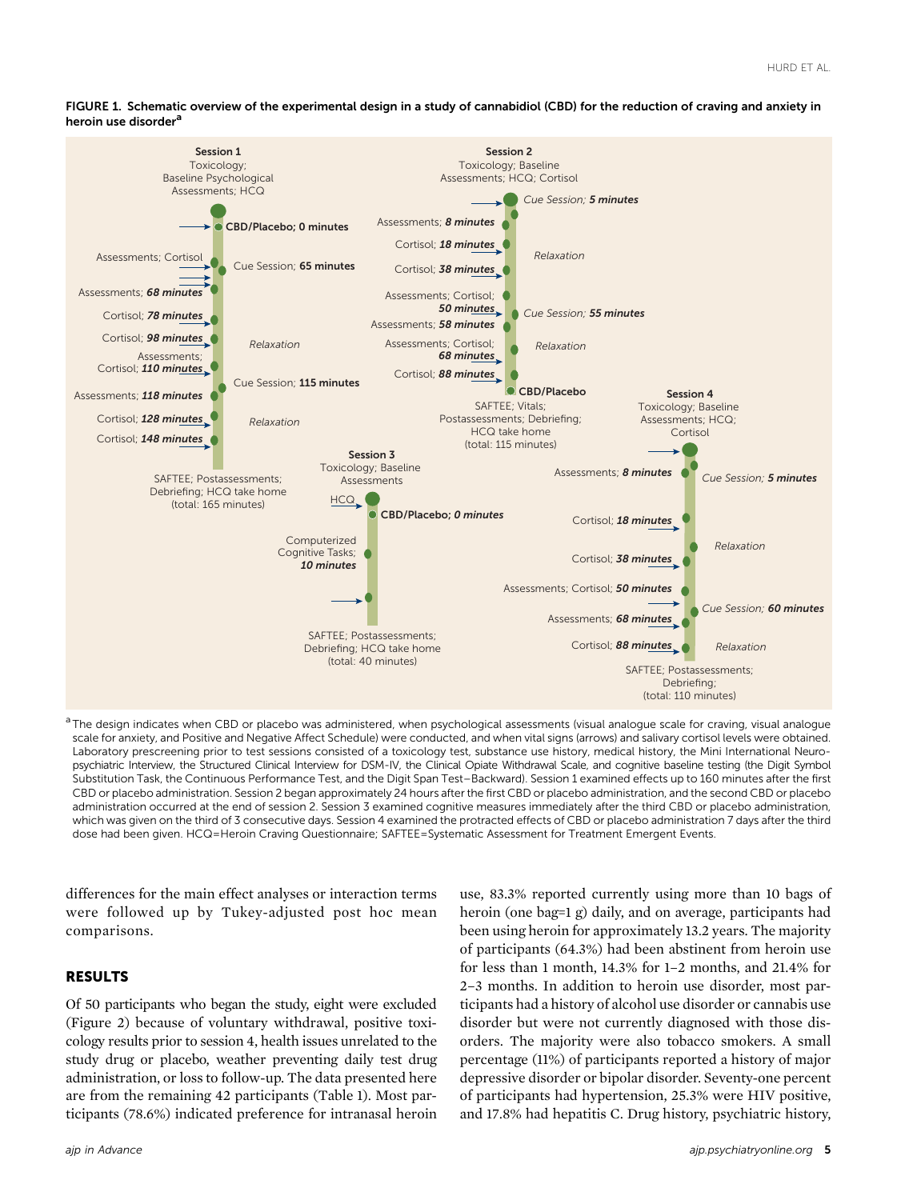FIGURE 1. Schematic overview of the experimental design in a study of cannabidiol (CBD) for the reduction of craving and anxiety in heroin use disorder[a]

**Session 1**
Toxicology; Baseline Psychological Assessments; HCQ

- CBD/Placebo; 0 minutes
- Assessments; Cortisol
- Cue Session; 65 minutes
- Assessments; *68 minutes*
- Cortisol; *78 minutes*
- Cortisol; *98 minutes*
- *Relaxation*
- Assessments; Cortisol; *110 minutes*
- Cue Session; 115 minutes
- Assessments; *118 minutes*
- Cortisol; *128 minutes*
- *Relaxation*
- Cortisol; *148 minutes*

SAFTEE; Postassessments; Debriefing; HCQ take home (total: 165 minutes)

**Session 2**
Toxicology; Baseline Assessments; HCQ; Cortisol

- *Cue Session; 5 minutes*
- Assessments; *8 minutes*
- Cortisol; *18 minutes*
- *Relaxation*
- Cortisol; *38 minutes*
- Assessments; Cortisol; *50 minutes*
- *Cue Session; 55 minutes*
- Assessments; *58 minutes*
- Assessments; Cortisol; *68 minutes*
- *Relaxation*
- Cortisol; *88 minutes*
- CBD/Placebo

SAFTEE; Vitals; Postassessments; Debriefing; HCQ take home (total: 115 minutes)

**Session 3**
Toxicology; Baseline Assessments

- HCQ
- CBD/Placebo; *0 minutes*
- Computerized Cognitive Tasks; *10 minutes*

SAFTEE; Postassessments; Debriefing; HCQ take home (total: 40 minutes)

**Session 4**
Toxicology; Baseline Assessments; HCQ; Cortisol

- Assessments; *8 minutes*
- *Cue Session; 5 minutes*
- Cortisol; *18 minutes*
- *Relaxation*
- Cortisol; *38 minutes*
- Assessments; Cortisol; *50 minutes*
- *Cue Session; 60 minutes*
- Assessments; *68 minutes*
- Cortisol; *88 minutes*
- *Relaxation*

SAFTEE; Postassessments; Debriefing; (total: 110 minutes)

[a] The design indicates when CBD or placebo was administered, when psychological assessments (visual analogue scale for craving, visual analogue scale for anxiety, and Positive and Negative Affect Schedule) were conducted, and when vital signs (arrows) and salivary cortisol levels were obtained. Laboratory prescreening prior to test sessions consisted of a toxicology test, substance use history, medical history, the Mini International Neuropsychiatric Interview, the Structured Clinical Interview for DSM-IV, the Clinical Opiate Withdrawal Scale, and cognitive baseline testing (the Digit Symbol Substitution Task, the Continuous Performance Test, and the Digit Span Test–Backward). Session 1 examined effects up to 160 minutes after the first CBD or placebo administration. Session 2 began approximately 24 hours after the first CBD or placebo administration, and the second CBD or placebo administration occurred at the end of session 2. Session 3 examined cognitive measures immediately after the third CBD or placebo administration, which was given on the third of 3 consecutive days. Session 4 examined the protracted effects of CBD or placebo administration 7 days after the third dose had been given. HCQ=Heroin Craving Questionnaire; SAFTEE=Systematic Assessment for Treatment Emergent Events.

differences for the main effect analyses or interaction terms were followed up by Tukey-adjusted post hoc mean comparisons.

## RESULTS

Of 50 participants who began the study, eight were excluded (Figure 2) because of voluntary withdrawal, positive toxicology results prior to session 4, health issues unrelated to the study drug or placebo, weather preventing daily test drug administration, or loss to follow-up. The data presented here are from the remaining 42 participants (Table 1). Most participants (78.6%) indicated preference for intranasal heroin use, 83.3% reported currently using more than 10 bags of heroin (one bag=1 g) daily, and on average, participants had been using heroin for approximately 13.2 years. The majority of participants (64.3%) had been abstinent from heroin use for less than 1 month, 14.3% for 1–2 months, and 21.4% for 2–3 months. In addition to heroin use disorder, most participants had a history of alcohol use disorder or cannabis use disorder but were not currently diagnosed with those disorders. The majority were also tobacco smokers. A small percentage (11%) of participants reported a history of major depressive disorder or bipolar disorder. Seventy-one percent of participants had hypertension, 25.3% were HIV positive, and 17.8% had hepatitis C. Drug history, psychiatric history,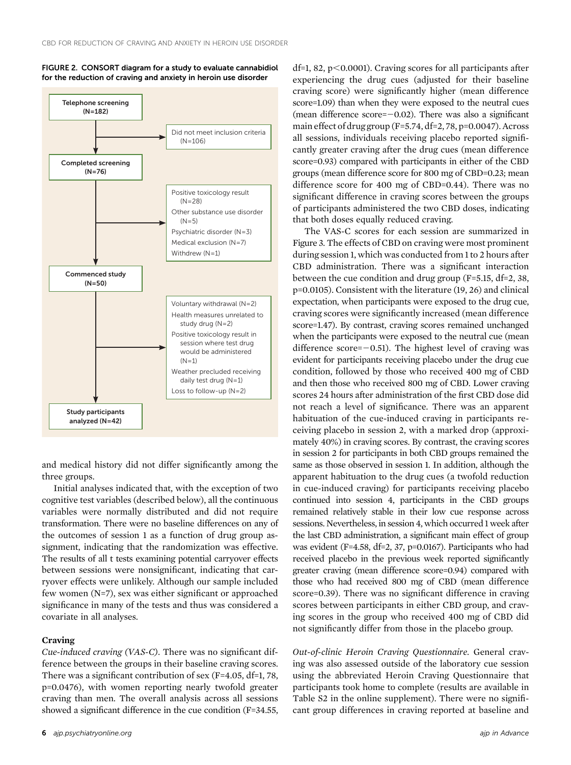FIGURE 2. CONSORT diagram for a study to evaluate cannabidiol for the reduction of craving and anxiety in heroin use disorder

- Telephone screening (N=182)
  - Did not meet inclusion criteria (N=106)
- Completed screening (N=76)
  - Positive toxicology result (N=28)
  - Other substance use disorder (N=5)
  - Psychiatric disorder (N=3)
  - Medical exclusion (N=7)
  - Withdrew (N=1)
- Commenced study (N=50)
  - Voluntary withdrawal (N=2)
  - Health measures unrelated to study drug (N=2)
  - Positive toxicology result in session where test drug would be administered (N=1)
  - Weather precluded receiving daily test drug (N=1)
  - Loss to follow-up (N=2)
- Study participants analyzed (N=42)

and medical history did not differ significantly among the three groups.

Initial analyses indicated that, with the exception of two cognitive test variables (described below), all the continuous variables were normally distributed and did not require transformation. There were no baseline differences on any of the outcomes of session 1 as a function of drug group assignment, indicating that the randomization was effective. The results of all t tests examining potential carryover effects between sessions were nonsignificant, indicating that carryover effects were unlikely. Although our sample included few women (N=7), sex was either significant or approached significance in many of the tests and thus was considered a covariate in all analyses.

### Craving

*Cue-induced craving (VAS-C).* There was no significant difference between the groups in their baseline craving scores. There was a significant contribution of sex (F=4.05, df=1, 78, p=0.0476), with women reporting nearly twofold greater craving than men. The overall analysis across all sessions showed a significant difference in the cue condition (F=34.55, df=1, 82, $p<0.0001$). Craving scores for all participants after experiencing the drug cues (adjusted for their baseline craving score) were significantly higher (mean difference score=1.09) than when they were exposed to the neutral cues (mean difference score=−0.02). There was also a significant main effect of drug group (F=5.74, df=2, 78, p=0.0047). Across all sessions, individuals receiving placebo reported significantly greater craving after the drug cues (mean difference score=0.93) compared with participants in either of the CBD groups (mean difference score for 800 mg of CBD=0.23; mean difference score for 400 mg of CBD=0.44). There was no significant difference in craving scores between the groups of participants administered the two CBD doses, indicating that both doses equally reduced craving.

The VAS-C scores for each session are summarized in Figure 3. The effects of CBD on craving were most prominent during session 1, which was conducted from 1 to 2 hours after CBD administration. There was a significant interaction between the cue condition and drug group (F=5.15, df=2, 38, p=0.0105). Consistent with the literature (19, 26) and clinical expectation, when participants were exposed to the drug cue, craving scores were significantly increased (mean difference score=1.47). By contrast, craving scores remained unchanged when the participants were exposed to the neutral cue (mean difference score=−0.51). The highest level of craving was evident for participants receiving placebo under the drug cue condition, followed by those who received 400 mg of CBD and then those who received 800 mg of CBD. Lower craving scores 24 hours after administration of the first CBD dose did not reach a level of significance. There was an apparent habituation of the cue-induced craving in participants receiving placebo in session 2, with a marked drop (approximately 40%) in craving scores. By contrast, the craving scores in session 2 for participants in both CBD groups remained the same as those observed in session 1. In addition, although the apparent habituation to the drug cues (a twofold reduction in cue-induced craving) for participants receiving placebo continued into session 4, participants in the CBD groups remained relatively stable in their low cue response across sessions. Nevertheless, in session 4, which occurred 1 week after the last CBD administration, a significant main effect of group was evident (F=4.58, df=2, 37, p=0.0167). Participants who had received placebo in the previous week reported significantly greater craving (mean difference score=0.94) compared with those who had received 800 mg of CBD (mean difference score=0.39). There was no significant difference in craving scores between participants in either CBD group, and craving scores in the group who received 400 mg of CBD did not significantly differ from those in the placebo group.

*Out-of-clinic Heroin Craving Questionnaire.* General craving was also assessed outside of the laboratory cue session using the abbreviated Heroin Craving Questionnaire that participants took home to complete (results are available in Table S2 in the online supplement). There were no significant group differences in craving reported at baseline and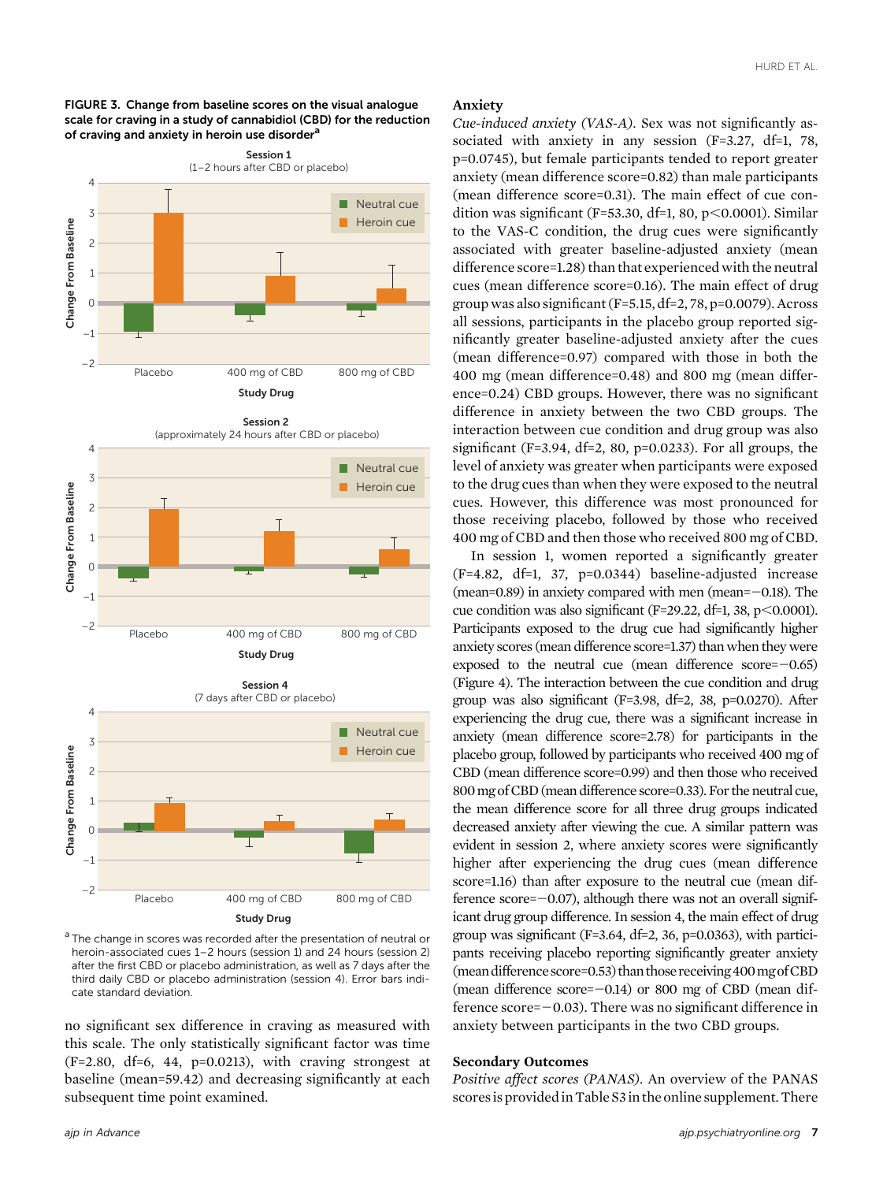FIGURE 3. Change from baseline scores on the visual analogue scale for craving in a study of cannabidiol (CBD) for the reduction of craving and anxiety in heroin use disorder[a]

[a] The change in scores was recorded after the presentation of neutral or heroin-associated cues 1–2 hours (session 1) and 24 hours (session 2) after the first CBD or placebo administration, as well as 7 days after the third daily CBD or placebo administration (session 4). Error bars indicate standard deviation.

no significant sex difference in craving as measured with this scale. The only statistically significant factor was time ($F=2.80$, df=6, 44, $p=0.0213$), with craving strongest at baseline (mean=59.42) and decreasing significantly at each subsequent time point examined.

### Anxiety

*Cue-induced anxiety (VAS-A).* Sex was not significantly associated with anxiety in any session ($F=3.27$, df=1, 78, $p=0.0745$), but female participants tended to report greater anxiety (mean difference score=0.82) than male participants (mean difference score=0.31). The main effect of cue condition was significant ($F=53.30$, df=1, 80, $p<0.0001$). Similar to the VAS-C condition, the drug cues were significantly associated with greater baseline-adjusted anxiety (mean difference score=1.28) than that experienced with the neutral cues (mean difference score=0.16). The main effect of drug group was also significant ($F=5.15$, df=2, 78, $p=0.0079$). Across all sessions, participants in the placebo group reported significantly greater baseline-adjusted anxiety after the cues (mean difference=0.97) compared with those in both the 400 mg (mean difference=0.48) and 800 mg (mean difference=0.24) CBD groups. However, there was no significant difference in anxiety between the two CBD groups. The interaction between cue condition and drug group was also significant ($F=3.94$, df=2, 80, $p=0.0233$). For all groups, the level of anxiety was greater when participants were exposed to the drug cues than when they were exposed to the neutral cues. However, this difference was most pronounced for those receiving placebo, followed by those who received 400 mg of CBD and then those who received 800 mg of CBD.

In session 1, women reported a significantly greater ($F=4.82$, df=1, 37, $p=0.0344$) baseline-adjusted increase (mean=0.89) in anxiety compared with men (mean=−0.18). The cue condition was also significant ($F=29.22$, df=1, 38, $p<0.0001$). Participants exposed to the drug cue had significantly higher anxiety scores (mean difference score=1.37) than when they were exposed to the neutral cue (mean difference score=−0.65) (Figure 4). The interaction between the cue condition and drug group was also significant ($F=3.98$, df=2, 38, $p=0.0270$). After experiencing the drug cue, there was a significant increase in anxiety (mean difference score=2.78) for participants in the placebo group, followed by participants who received 400 mg of CBD (mean difference score=0.99) and then those who received 800 mg of CBD (mean difference score=0.33). For the neutral cue, the mean difference score for all three drug groups indicated decreased anxiety after viewing the cue. A similar pattern was evident in session 2, where anxiety scores were significantly higher after experiencing the drug cues (mean difference score=1.16) than after exposure to the neutral cue (mean difference score=−0.07), although there was not an overall significant drug group difference. In session 4, the main effect of drug group was significant ($F=3.64$, df=2, 36, $p=0.0363$), with participants receiving placebo reporting significantly greater anxiety (mean difference score=0.53) than those receiving 400 mg of CBD (mean difference score=−0.14) or 800 mg of CBD (mean difference score=−0.03). There was no significant difference in anxiety between participants in the two CBD groups.

### Secondary Outcomes

*Positive affect scores (PANAS).* An overview of the PANAS scores is provided in Table S3 in the online supplement. There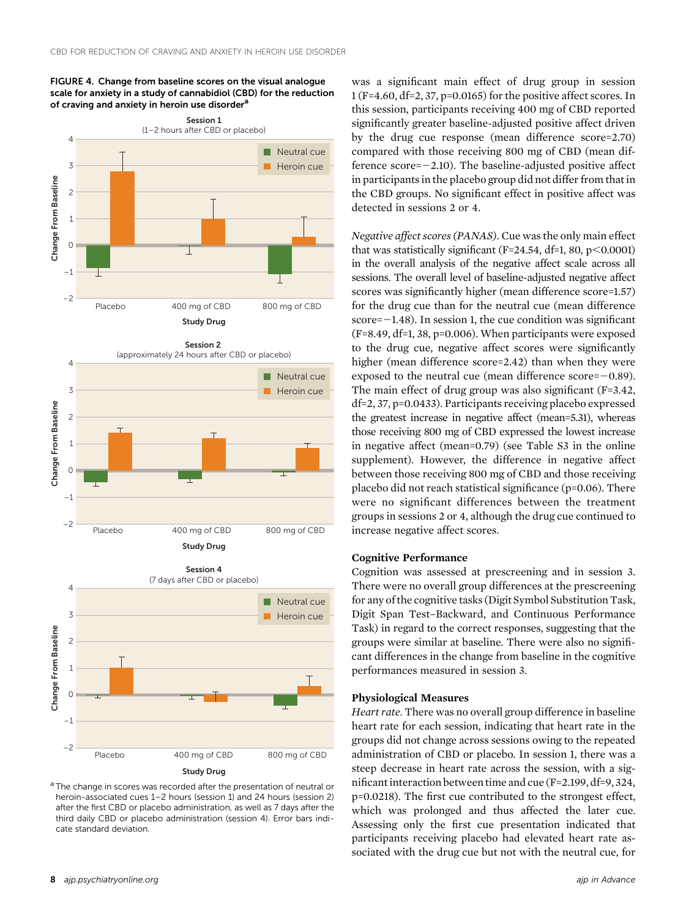FIGURE 4. Change from baseline scores on the visual analogue scale for anxiety in a study of cannabidiol (CBD) for the reduction of craving and anxiety in heroin use disorder[a]

[a] The change in scores was recorded after the presentation of neutral or heroin-associated cues 1–2 hours (session 1) and 24 hours (session 2) after the first CBD or placebo administration, as well as 7 days after the third daily CBD or placebo administration (session 4). Error bars indicate standard deviation.

was a significant main effect of drug group in session 1 (F=4.60, df=2, 37, p=0.0165) for the positive affect scores. In this session, participants receiving 400 mg of CBD reported significantly greater baseline-adjusted positive affect driven by the drug cue response (mean difference score=2.70) compared with those receiving 800 mg of CBD (mean difference score=−2.10). The baseline-adjusted positive affect in participants in the placebo group did not differ from that in the CBD groups. No significant effect in positive affect was detected in sessions 2 or 4.

*Negative affect scores (PANAS)*. Cue was the only main effect that was statistically significant (F=24.54, df=1, 80, p<0.0001) in the overall analysis of the negative affect scale across all sessions. The overall level of baseline-adjusted negative affect scores was significantly higher (mean difference score=1.57) for the drug cue than for the neutral cue (mean difference score=−1.48). In session 1, the cue condition was significant (F=8.49, df=1, 38, p=0.006). When participants were exposed to the drug cue, negative affect scores were significantly higher (mean difference score=2.42) than when they were exposed to the neutral cue (mean difference score=−0.89). The main effect of drug group was also significant (F=3.42, df=2, 37, p=0.0433). Participants receiving placebo expressed the greatest increase in negative affect (mean=5.31), whereas those receiving 800 mg of CBD expressed the lowest increase in negative affect (mean=0.79) (see Table S3 in the online supplement). However, the difference in negative affect between those receiving 800 mg of CBD and those receiving placebo did not reach statistical significance (p=0.06). There were no significant differences between the treatment groups in sessions 2 or 4, although the drug cue continued to increase negative affect scores.

### Cognitive Performance

Cognition was assessed at prescreening and in session 3. There were no overall group differences at the prescreening for any of the cognitive tasks (Digit Symbol Substitution Task, Digit Span Test–Backward, and Continuous Performance Task) in regard to the correct responses, suggesting that the groups were similar at baseline. There were also no significant differences in the change from baseline in the cognitive performances measured in session 3.

### Physiological Measures

*Heart rate*. There was no overall group difference in baseline heart rate for each session, indicating that heart rate in the groups did not change across sessions owing to the repeated administration of CBD or placebo. In session 1, there was a steep decrease in heart rate across the session, with a significant interaction between time and cue (F=2.199, df=9, 324, p=0.0218). The first cue contributed to the strongest effect, which was prolonged and thus affected the later cue. Assessing only the first cue presentation indicated that participants receiving placebo had elevated heart rate associated with the drug cue but not with the neutral cue, for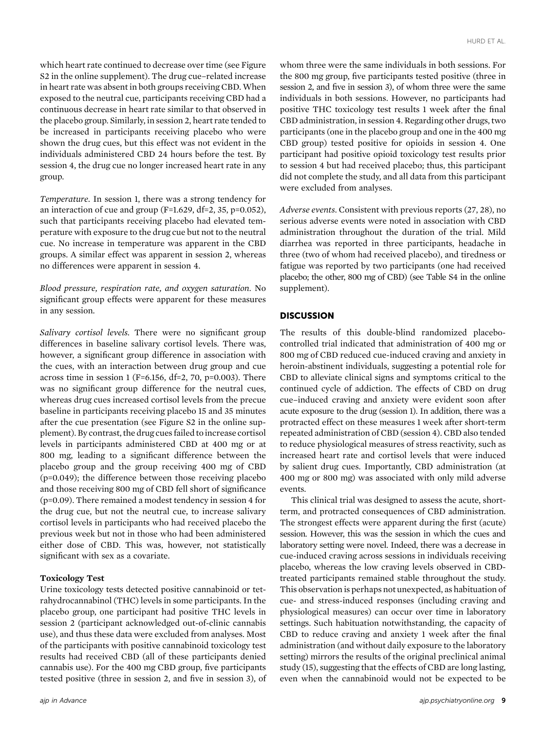which heart rate continued to decrease over time (see Figure S2 in the online supplement). The drug cue–related increase in heart rate was absent in both groups receiving CBD. When exposed to the neutral cue, participants receiving CBD had a continuous decrease in heart rate similar to that observed in the placebo group. Similarly, in session 2, heart rate tended to be increased in participants receiving placebo who were shown the drug cues, but this effect was not evident in the individuals administered CBD 24 hours before the test. By session 4, the drug cue no longer increased heart rate in any group.

*Temperature.* In session 1, there was a strong tendency for an interaction of cue and group ($F=1.629$, $df=2, 35$, $p=0.052$), such that participants receiving placebo had elevated temperature with exposure to the drug cue but not to the neutral cue. No increase in temperature was apparent in the CBD groups. A similar effect was apparent in session 2, whereas no differences were apparent in session 4.

*Blood pressure, respiration rate, and oxygen saturation.* No significant group effects were apparent for these measures in any session.

*Salivary cortisol levels.* There were no significant group differences in baseline salivary cortisol levels. There was, however, a significant group difference in association with the cues, with an interaction between drug group and cue across time in session 1 ($F=6.156$, $df=2, 70$, $p=0.003$). There was no significant group difference for the neutral cues, whereas drug cues increased cortisol levels from the precue baseline in participants receiving placebo 15 and 35 minutes after the cue presentation (see Figure S2 in the online supplement). By contrast, the drug cues failed to increase cortisol levels in participants administered CBD at 400 mg or at 800 mg, leading to a significant difference between the placebo group and the group receiving 400 mg of CBD ($p=0.049$); the difference between those receiving placebo and those receiving 800 mg of CBD fell short of significance ($p=0.09$). There remained a modest tendency in session 4 for the drug cue, but not the neutral cue, to increase salivary cortisol levels in participants who had received placebo the previous week but not in those who had been administered either dose of CBD. This was, however, not statistically significant with sex as a covariate.

### Toxicology Test

Urine toxicology tests detected positive cannabinoid or tetrahydrocannabinol (THC) levels in some participants. In the placebo group, one participant had positive THC levels in session 2 (participant acknowledged out-of-clinic cannabis use), and thus these data were excluded from analyses. Most of the participants with positive cannabinoid toxicology test results had received CBD (all of these participants denied cannabis use). For the 400 mg CBD group, five participants tested positive (three in session 2, and five in session 3), of whom three were the same individuals in both sessions. For the 800 mg group, five participants tested positive (three in session 2, and five in session 3), of whom three were the same individuals in both sessions. However, no participants had positive THC toxicology test results 1 week after the final CBD administration, in session 4. Regarding other drugs, two participants (one in the placebo group and one in the 400 mg CBD group) tested positive for opioids in session 4. One participant had positive opioid toxicology test results prior to session 4 but had received placebo; thus, this participant did not complete the study, and all data from this participant were excluded from analyses.

*Adverse events.* Consistent with previous reports (27, 28), no serious adverse events were noted in association with CBD administration throughout the duration of the trial. Mild diarrhea was reported in three participants, headache in three (two of whom had received placebo), and tiredness or fatigue was reported by two participants (one had received placebo; the other, 800 mg of CBD) (see Table S4 in the online supplement).

## DISCUSSION

The results of this double-blind randomized placebo-controlled trial indicated that administration of 400 mg or 800 mg of CBD reduced cue-induced craving and anxiety in heroin-abstinent individuals, suggesting a potential role for CBD to alleviate clinical signs and symptoms critical to the continued cycle of addiction. The effects of CBD on drug cue–induced craving and anxiety were evident soon after acute exposure to the drug (session 1). In addition, there was a protracted effect on these measures 1 week after short-term repeated administration of CBD (session 4). CBD also tended to reduce physiological measures of stress reactivity, such as increased heart rate and cortisol levels that were induced by salient drug cues. Importantly, CBD administration (at 400 mg or 800 mg) was associated with only mild adverse events.

This clinical trial was designed to assess the acute, short-term, and protracted consequences of CBD administration. The strongest effects were apparent during the first (acute) session. However, this was the session in which the cues and laboratory setting were novel. Indeed, there was a decrease in cue-induced craving across sessions in individuals receiving placebo, whereas the low craving levels observed in CBD-treated participants remained stable throughout the study. This observation is perhaps not unexpected, as habituation of cue- and stress-induced responses (including craving and physiological measures) can occur over time in laboratory settings. Such habituation notwithstanding, the capacity of CBD to reduce craving and anxiety 1 week after the final administration (and without daily exposure to the laboratory setting) mirrors the results of the original preclinical animal study (15), suggesting that the effects of CBD are long lasting, even when the cannabinoid would not be expected to be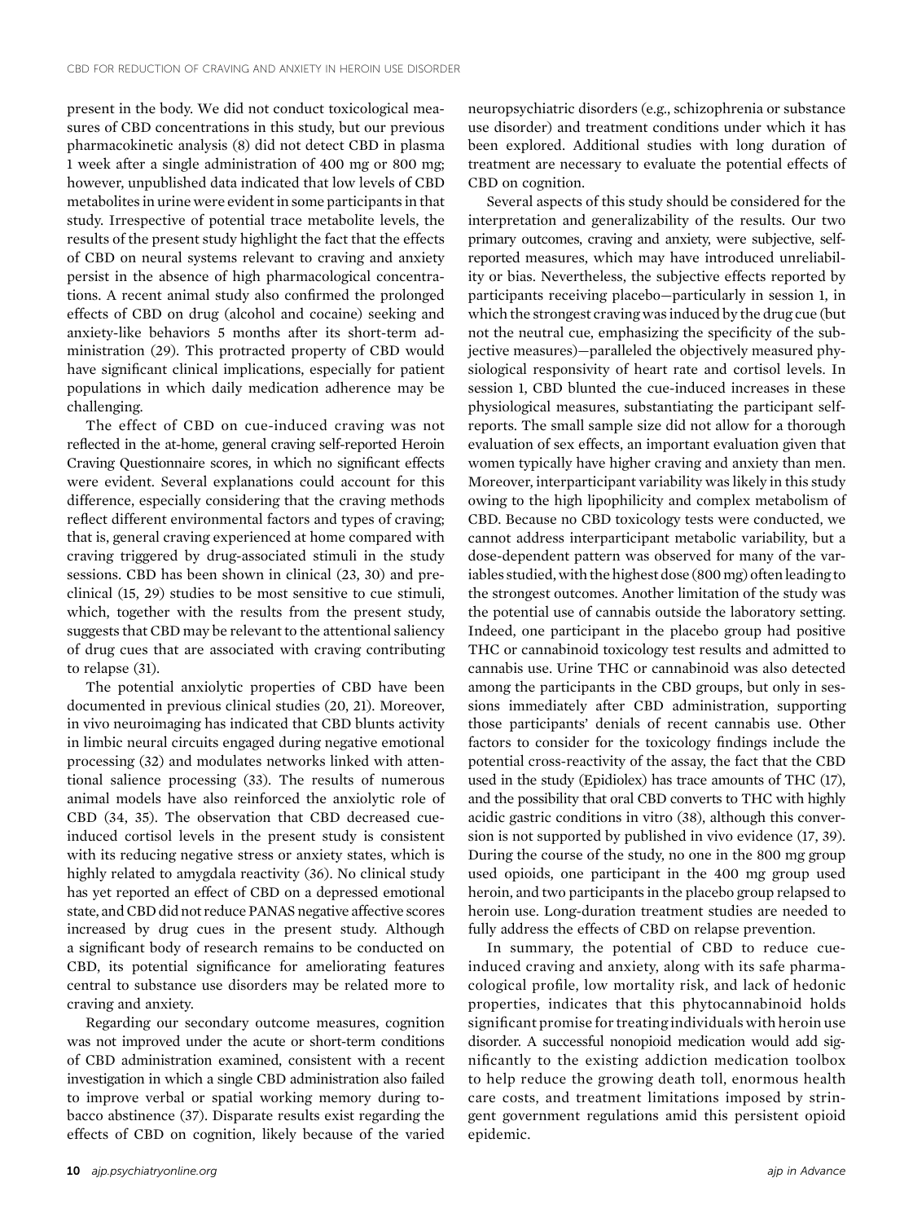present in the body. We did not conduct toxicological measures of CBD concentrations in this study, but our previous pharmacokinetic analysis (8) did not detect CBD in plasma 1 week after a single administration of 400 mg or 800 mg; however, unpublished data indicated that low levels of CBD metabolites in urine were evident in some participants in that study. Irrespective of potential trace metabolite levels, the results of the present study highlight the fact that the effects of CBD on neural systems relevant to craving and anxiety persist in the absence of high pharmacological concentrations. A recent animal study also confirmed the prolonged effects of CBD on drug (alcohol and cocaine) seeking and anxiety-like behaviors 5 months after its short-term administration (29). This protracted property of CBD would have significant clinical implications, especially for patient populations in which daily medication adherence may be challenging.

The effect of CBD on cue-induced craving was not reflected in the at-home, general craving self-reported Heroin Craving Questionnaire scores, in which no significant effects were evident. Several explanations could account for this difference, especially considering that the craving methods reflect different environmental factors and types of craving; that is, general craving experienced at home compared with craving triggered by drug-associated stimuli in the study sessions. CBD has been shown in clinical (23, 30) and preclinical (15, 29) studies to be most sensitive to cue stimuli, which, together with the results from the present study, suggests that CBD may be relevant to the attentional saliency of drug cues that are associated with craving contributing to relapse (31).

The potential anxiolytic properties of CBD have been documented in previous clinical studies (20, 21). Moreover, in vivo neuroimaging has indicated that CBD blunts activity in limbic neural circuits engaged during negative emotional processing (32) and modulates networks linked with attentional salience processing (33). The results of numerous animal models have also reinforced the anxiolytic role of CBD (34, 35). The observation that CBD decreased cue-induced cortisol levels in the present study is consistent with its reducing negative stress or anxiety states, which is highly related to amygdala reactivity (36). No clinical study has yet reported an effect of CBD on a depressed emotional state, and CBD did not reduce PANAS negative affective scores increased by drug cues in the present study. Although a significant body of research remains to be conducted on CBD, its potential significance for ameliorating features central to substance use disorders may be related more to craving and anxiety.

Regarding our secondary outcome measures, cognition was not improved under the acute or short-term conditions of CBD administration examined, consistent with a recent investigation in which a single CBD administration also failed to improve verbal or spatial working memory during tobacco abstinence (37). Disparate results exist regarding the effects of CBD on cognition, likely because of the varied neuropsychiatric disorders (e.g., schizophrenia or substance use disorder) and treatment conditions under which it has been explored. Additional studies with long duration of treatment are necessary to evaluate the potential effects of CBD on cognition.

Several aspects of this study should be considered for the interpretation and generalizability of the results. Our two primary outcomes, craving and anxiety, were subjective, self-reported measures, which may have introduced unreliability or bias. Nevertheless, the subjective effects reported by participants receiving placebo—particularly in session 1, in which the strongest craving was induced by the drug cue (but not the neutral cue, emphasizing the specificity of the subjective measures)—paralleled the objectively measured physiological responsivity of heart rate and cortisol levels. In session 1, CBD blunted the cue-induced increases in these physiological measures, substantiating the participant self-reports. The small sample size did not allow for a thorough evaluation of sex effects, an important evaluation given that women typically have higher craving and anxiety than men. Moreover, interparticipant variability was likely in this study owing to the high lipophilicity and complex metabolism of CBD. Because no CBD toxicology tests were conducted, we cannot address interparticipant metabolic variability, but a dose-dependent pattern was observed for many of the variables studied, with the highest dose (800 mg) often leading to the strongest outcomes. Another limitation of the study was the potential use of cannabis outside the laboratory setting. Indeed, one participant in the placebo group had positive THC or cannabinoid toxicology test results and admitted to cannabis use. Urine THC or cannabinoid was also detected among the participants in the CBD groups, but only in sessions immediately after CBD administration, supporting those participants' denials of recent cannabis use. Other factors to consider for the toxicology findings include the potential cross-reactivity of the assay, the fact that the CBD used in the study (Epidiolex) has trace amounts of THC (17), and the possibility that oral CBD converts to THC with highly acidic gastric conditions in vitro (38), although this conversion is not supported by published in vivo evidence (17, 39). During the course of the study, no one in the 800 mg group used opioids, one participant in the 400 mg group used heroin, and two participants in the placebo group relapsed to heroin use. Long-duration treatment studies are needed to fully address the effects of CBD on relapse prevention.

In summary, the potential of CBD to reduce cue-induced craving and anxiety, along with its safe pharmacological profile, low mortality risk, and lack of hedonic properties, indicates that this phytocannabinoid holds significant promise for treating individuals with heroin use disorder. A successful nonopioid medication would add significantly to the existing addiction medication toolbox to help reduce the growing death toll, enormous health care costs, and treatment limitations imposed by stringent government regulations amid this persistent opioid epidemic.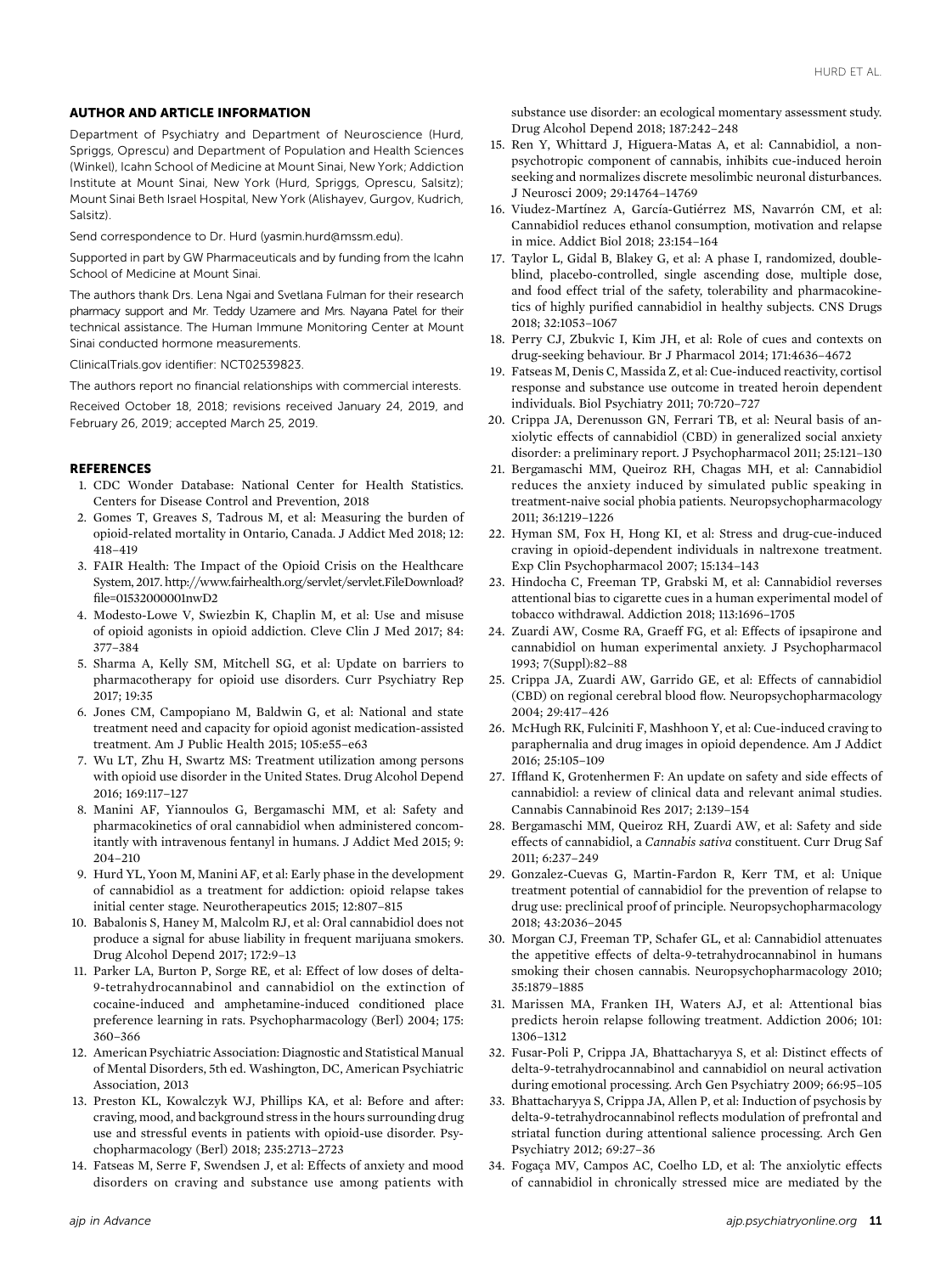## AUTHOR AND ARTICLE INFORMATION

Department of Psychiatry and Department of Neuroscience (Hurd, Spriggs, Oprescu) and Department of Population and Health Sciences (Winkel), Icahn School of Medicine at Mount Sinai, New York; Addiction Institute at Mount Sinai, New York (Hurd, Spriggs, Oprescu, Salsitz); Mount Sinai Beth Israel Hospital, New York (Alishayev, Gurgov, Kudrich, Salsitz).

Send correspondence to Dr. Hurd (yasmin.hurd@mssm.edu).

Supported in part by GW Pharmaceuticals and by funding from the Icahn School of Medicine at Mount Sinai.

The authors thank Drs. Lena Ngai and Svetlana Fulman for their research pharmacy support and Mr. Teddy Uzamere and Mrs. Nayana Patel for their technical assistance. The Human Immune Monitoring Center at Mount Sinai conducted hormone measurements.

ClinicalTrials.gov identifier: NCT02539823.

The authors report no financial relationships with commercial interests.

Received October 18, 2018; revisions received January 24, 2019, and February 26, 2019; accepted March 25, 2019.

## REFERENCES

1. CDC Wonder Database: National Center for Health Statistics. Centers for Disease Control and Prevention, 2018
2. Gomes T, Greaves S, Tadrous M, et al: Measuring the burden of opioid-related mortality in Ontario, Canada. J Addict Med 2018; 12:418–419
3. FAIR Health: The Impact of the Opioid Crisis on the Healthcare System, 2017. http://www.fairhealth.org/servlet/servlet.FileDownload?file=01532000001nwD2
4. Modesto-Lowe V, Swiezbin K, Chaplin M, et al: Use and misuse of opioid agonists in opioid addiction. Cleve Clin J Med 2017; 84:377–384
5. Sharma A, Kelly SM, Mitchell SG, et al: Update on barriers to pharmacotherapy for opioid use disorders. Curr Psychiatry Rep 2017; 19:35
6. Jones CM, Campopiano M, Baldwin G, et al: National and state treatment need and capacity for opioid agonist medication-assisted treatment. Am J Public Health 2015; 105:e55–e63
7. Wu LT, Zhu H, Swartz MS: Treatment utilization among persons with opioid use disorder in the United States. Drug Alcohol Depend 2016; 169:117–127
8. Manini AF, Yiannoulos G, Bergamaschi MM, et al: Safety and pharmacokinetics of oral cannabidiol when administered concomitantly with intravenous fentanyl in humans. J Addict Med 2015; 9:204–210
9. Hurd YL, Yoon M, Manini AF, et al: Early phase in the development of cannabidiol as a treatment for addiction: opioid relapse takes initial center stage. Neurotherapeutics 2015; 12:807–815
10. Babalonis S, Haney M, Malcolm RJ, et al: Oral cannabidiol does not produce a signal for abuse liability in frequent marijuana smokers. Drug Alcohol Depend 2017; 172:9–13
11. Parker LA, Burton P, Sorge RE, et al: Effect of low doses of delta-9-tetrahydrocannabinol and cannabidiol on the extinction of cocaine-induced and amphetamine-induced conditioned place preference learning in rats. Psychopharmacology (Berl) 2004; 175:360–366
12. American Psychiatric Association: Diagnostic and Statistical Manual of Mental Disorders, 5th ed. Washington, DC, American Psychiatric Association, 2013
13. Preston KL, Kowalczyk WJ, Phillips KA, et al: Before and after: craving, mood, and background stress in the hours surrounding drug use and stressful events in patients with opioid-use disorder. Psychopharmacology (Berl) 2018; 235:2713–2723
14. Fatseas M, Serre F, Swendsen J, et al: Effects of anxiety and mood disorders on craving and substance use among patients with substance use disorder: an ecological momentary assessment study. Drug Alcohol Depend 2018; 187:242–248
15. Ren Y, Whittard J, Higuera-Matas A, et al: Cannabidiol, a non-psychotropic component of cannabis, inhibits cue-induced heroin seeking and normalizes discrete mesolimbic neuronal disturbances. J Neurosci 2009; 29:14764–14769
16. Viudez-Martínez A, García-Gutiérrez MS, Navarrón CM, et al: Cannabidiol reduces ethanol consumption, motivation and relapse in mice. Addict Biol 2018; 23:154–164
17. Taylor L, Gidal B, Blakey G, et al: A phase I, randomized, double-blind, placebo-controlled, single ascending dose, multiple dose, and food effect trial of the safety, tolerability and pharmacokinetics of highly purified cannabidiol in healthy subjects. CNS Drugs 2018; 32:1053–1067
18. Perry CJ, Zbukvic I, Kim JH, et al: Role of cues and contexts on drug-seeking behaviour. Br J Pharmacol 2014; 171:4636–4672
19. Fatseas M, Denis C, Massida Z, et al: Cue-induced reactivity, cortisol response and substance use outcome in treated heroin dependent individuals. Biol Psychiatry 2011; 70:720–727
20. Crippa JA, Derenusson GN, Ferrari TB, et al: Neural basis of anxiolytic effects of cannabidiol (CBD) in generalized social anxiety disorder: a preliminary report. J Psychopharmacol 2011; 25:121–130
21. Bergamaschi MM, Queiroz RH, Chagas MH, et al: Cannabidiol reduces the anxiety induced by simulated public speaking in treatment-naive social phobia patients. Neuropsychopharmacology 2011; 36:1219–1226
22. Hyman SM, Fox H, Hong KI, et al: Stress and drug-cue-induced craving in opioid-dependent individuals in naltrexone treatment. Exp Clin Psychopharmacol 2007; 15:134–143
23. Hindocha C, Freeman TP, Grabski M, et al: Cannabidiol reverses attentional bias to cigarette cues in a human experimental model of tobacco withdrawal. Addiction 2018; 113:1696–1705
24. Zuardi AW, Cosme RA, Graeff FG, et al: Effects of ipsapirone and cannabidiol on human experimental anxiety. J Psychopharmacol 1993; 7(Suppl):82–88
25. Crippa JA, Zuardi AW, Garrido GE, et al: Effects of cannabidiol (CBD) on regional cerebral blood flow. Neuropsychopharmacology 2004; 29:417–426
26. McHugh RK, Fulciniti F, Mashhoon Y, et al: Cue-induced craving to paraphernalia and drug images in opioid dependence. Am J Addict 2016; 25:105–109
27. Iffland K, Grotenhermen F: An update on safety and side effects of cannabidiol: a review of clinical data and relevant animal studies. Cannabis Cannabinoid Res 2017; 2:139–154
28. Bergamaschi MM, Queiroz RH, Zuardi AW, et al: Safety and side effects of cannabidiol, a *Cannabis sativa* constituent. Curr Drug Saf 2011; 6:237–249
29. Gonzalez-Cuevas G, Martin-Fardon R, Kerr TM, et al: Unique treatment potential of cannabidiol for the prevention of relapse to drug use: preclinical proof of principle. Neuropsychopharmacology 2018; 43:2036–2045
30. Morgan CJ, Freeman TP, Schafer GL, et al: Cannabidiol attenuates the appetitive effects of delta-9-tetrahydrocannabinol in humans smoking their chosen cannabis. Neuropsychopharmacology 2010; 35:1879–1885
31. Marissen MA, Franken IH, Waters AJ, et al: Attentional bias predicts heroin relapse following treatment. Addiction 2006; 101:1306–1312
32. Fusar-Poli P, Crippa JA, Bhattacharyya S, et al: Distinct effects of delta-9-tetrahydrocannabinol and cannabidiol on neural activation during emotional processing. Arch Gen Psychiatry 2009; 66:95–105
33. Bhattacharyya S, Crippa JA, Allen P, et al: Induction of psychosis by delta-9-tetrahydrocannabinol reflects modulation of prefrontal and striatal function during attentional salience processing. Arch Gen Psychiatry 2012; 69:27–36
34. Fogaça MV, Campos AC, Coelho LD, et al: The anxiolytic effects of cannabidiol in chronically stressed mice are mediated by the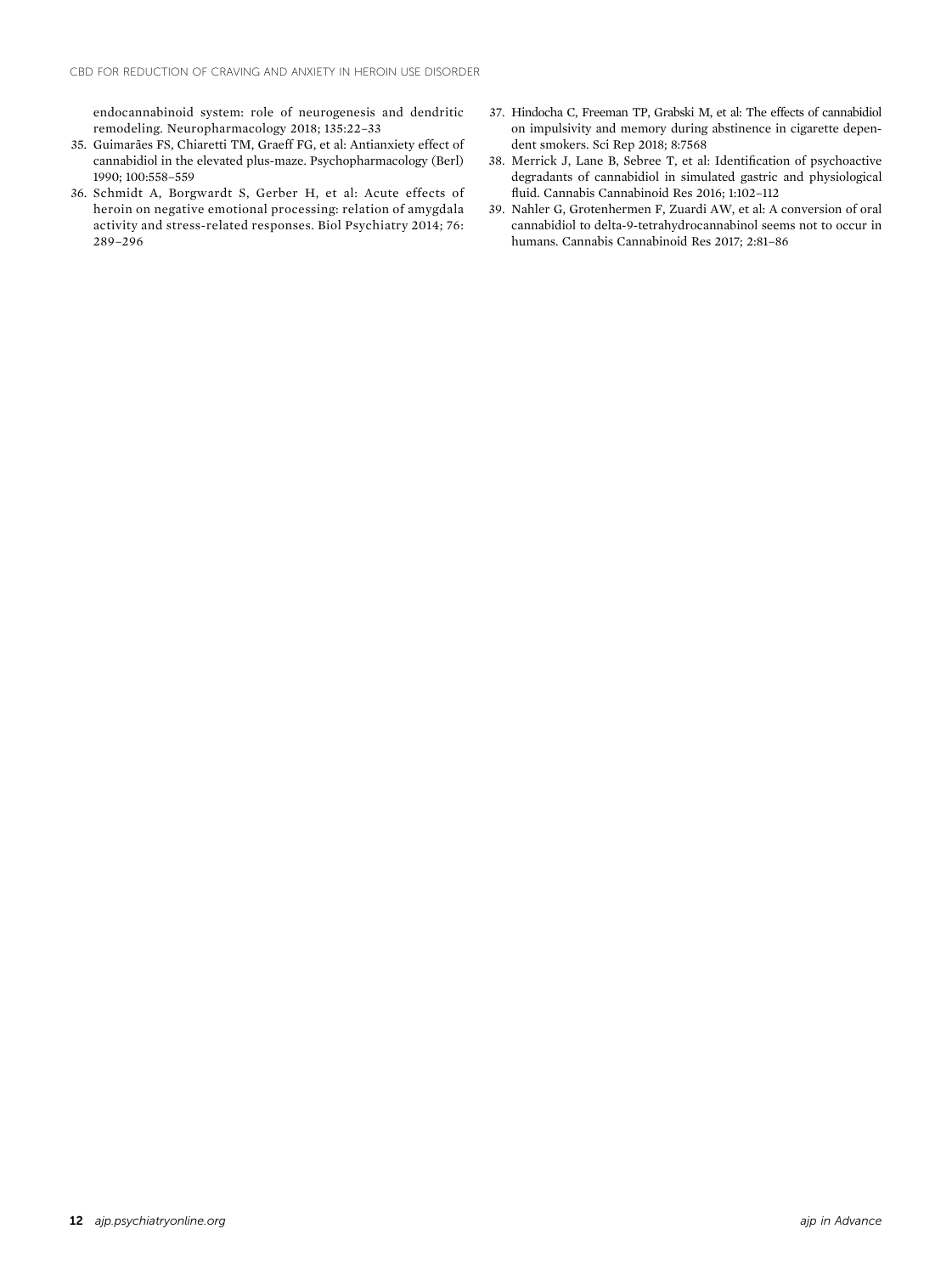endocannabinoid system: role of neurogenesis and dendritic remodeling. Neuropharmacology 2018; 135:22–33

35. Guimarães FS, Chiaretti TM, Graeff FG, et al: Antianxiety effect of cannabidiol in the elevated plus-maze. Psychopharmacology (Berl) 1990; 100:558–559
36. Schmidt A, Borgwardt S, Gerber H, et al: Acute effects of heroin on negative emotional processing: relation of amygdala activity and stress-related responses. Biol Psychiatry 2014; 76: 289–296
37. Hindocha C, Freeman TP, Grabski M, et al: The effects of cannabidiol on impulsivity and memory during abstinence in cigarette dependent smokers. Sci Rep 2018; 8:7568
38. Merrick J, Lane B, Sebree T, et al: Identification of psychoactive degradants of cannabidiol in simulated gastric and physiological fluid. Cannabis Cannabinoid Res 2016; 1:102–112
39. Nahler G, Grotenhermen F, Zuardi AW, et al: A conversion of oral cannabidiol to delta-9-tetrahydrocannabinol seems not to occur in humans. Cannabis Cannabinoid Res 2017; 2:81–86